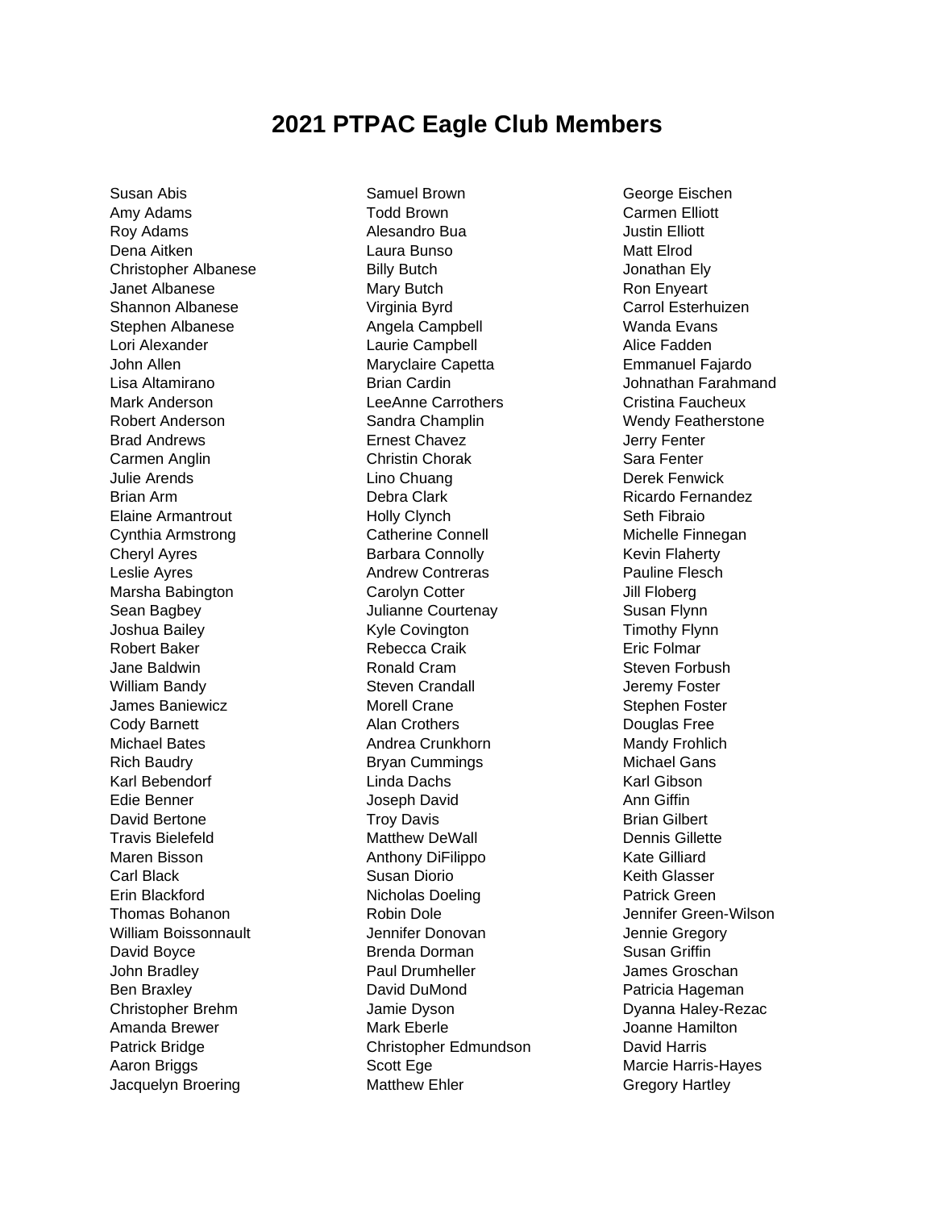# 2021 PTPAC Eagle Club Members

Susan Abis
Amy Adams
Roy Adams
Dena Aitken
Christopher Albanese
Janet Albanese
Shannon Albanese
Stephen Albanese
Lori Alexander
John Allen
Lisa Altamirano
Mark Anderson
Robert Anderson
Brad Andrews
Carmen Anglin
Julie Arends
Brian Arm
Elaine Armantrout
Cynthia Armstrong
Cheryl Ayres
Leslie Ayres
Marsha Babington
Sean Bagbey
Joshua Bailey
Robert Baker
Jane Baldwin
William Bandy
James Baniewicz
Cody Barnett
Michael Bates
Rich Baudry
Karl Bebendorf
Edie Benner
David Bertone
Travis Bielefeld
Maren Bisson
Carl Black
Erin Blackford
Thomas Bohanon
William Boissonnault
David Boyce
John Bradley
Ben Braxley
Christopher Brehm
Amanda Brewer
Patrick Bridge
Aaron Briggs
Jacquelyn Broering
Samuel Brown
Todd Brown
Alesandro Bua
Laura Bunso
Billy Butch
Mary Butch
Virginia Byrd
Angela Campbell
Laurie Campbell
Maryclaire Capetta
Brian Cardin
LeeAnne Carrothers
Sandra Champlin
Ernest Chavez
Christin Chorak
Lino Chuang
Debra Clark
Holly Clynch
Catherine Connell
Barbara Connolly
Andrew Contreras
Carolyn Cotter
Julianne Courtenay
Kyle Covington
Rebecca Craik
Ronald Cram
Steven Crandall
Morell Crane
Alan Crothers
Andrea Crunkhorn
Bryan Cummings
Linda Dachs
Joseph David
Troy Davis
Matthew DeWall
Anthony DiFilippo
Susan Diorio
Nicholas Doeling
Robin Dole
Jennifer Donovan
Brenda Dorman
Paul Drumheller
David DuMond
Jamie Dyson
Mark Eberle
Christopher Edmundson
Scott Ege
Matthew Ehler
George Eischen
Carmen Elliott
Justin Elliott
Matt Elrod
Jonathan Ely
Ron Enyeart
Carrol Esterhuizen
Wanda Evans
Alice Fadden
Emmanuel Fajardo
Johnathan Farahmand
Cristina Faucheux
Wendy Featherstone
Jerry Fenter
Sara Fenter
Derek Fenwick
Ricardo Fernandez
Seth Fibraio
Michelle Finnegan
Kevin Flaherty
Pauline Flesch
Jill Floberg
Susan Flynn
Timothy Flynn
Eric Folmar
Steven Forbush
Jeremy Foster
Stephen Foster
Douglas Free
Mandy Frohlich
Michael Gans
Karl Gibson
Ann Giffin
Brian Gilbert
Dennis Gillette
Kate Gilliard
Keith Glasser
Patrick Green
Jennifer Green-Wilson
Jennie Gregory
Susan Griffin
James Groschan
Patricia Hageman
Dyanna Haley-Rezac
Joanne Hamilton
David Harris
Marcie Harris-Hayes
Gregory Hartley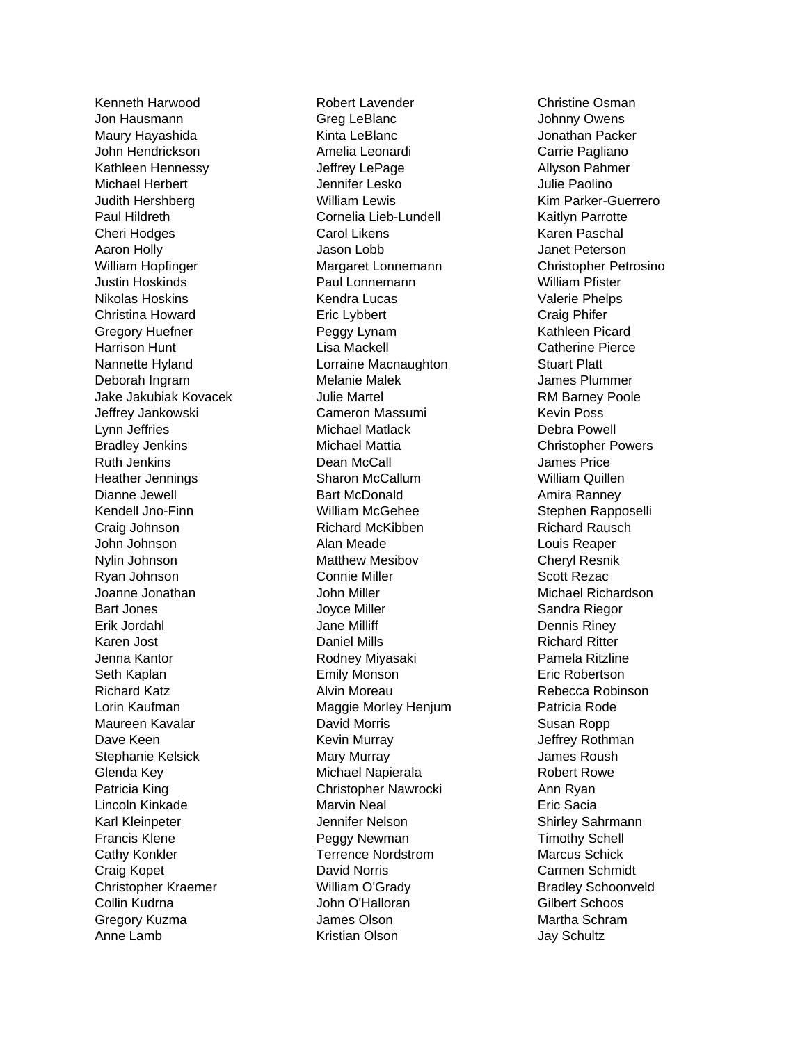Kenneth Harwood
Jon Hausmann
Maury Hayashida
John Hendrickson
Kathleen Hennessy
Michael Herbert
Judith Hershberg
Paul Hildreth
Cheri Hodges
Aaron Holly
William Hopfinger
Justin Hoskinds
Nikolas Hoskins
Christina Howard
Gregory Huefner
Harrison Hunt
Nannette Hyland
Deborah Ingram
Jake Jakubiak Kovacek
Jeffrey Jankowski
Lynn Jeffries
Bradley Jenkins
Ruth Jenkins
Heather Jennings
Dianne Jewell
Kendell Jno-Finn
Craig Johnson
John Johnson
Nylin Johnson
Ryan Johnson
Joanne Jonathan
Bart Jones
Erik Jordahl
Karen Jost
Jenna Kantor
Seth Kaplan
Richard Katz
Lorin Kaufman
Maureen Kavalar
Dave Keen
Stephanie Kelsick
Glenda Key
Patricia King
Lincoln Kinkade
Karl Kleinpeter
Francis Klene
Cathy Konkler
Craig Kopet
Christopher Kraemer
Collin Kudrna
Gregory Kuzma
Anne Lamb
Robert Lavender
Greg LeBlanc
Kinta LeBlanc
Amelia Leonardi
Jeffrey LePage
Jennifer Lesko
William Lewis
Cornelia Lieb-Lundell
Carol Likens
Jason Lobb
Margaret Lonnemann
Paul Lonnemann
Kendra Lucas
Eric Lybbert
Peggy Lynam
Lisa Mackell
Lorraine Macnaughton
Melanie Malek
Julie Martel
Cameron Massumi
Michael Matlack
Michael Mattia
Dean McCall
Sharon McCallum
Bart McDonald
William McGehee
Richard McKibben
Alan Meade
Matthew Mesibov
Connie Miller
John Miller
Joyce Miller
Jane Milliff
Daniel Mills
Rodney Miyasaki
Emily Monson
Alvin Moreau
Maggie Morley Henjum
David Morris
Kevin Murray
Mary Murray
Michael Napierala
Christopher Nawrocki
Marvin Neal
Jennifer Nelson
Peggy Newman
Terrence Nordstrom
David Norris
William O'Grady
John O'Halloran
James Olson
Kristian Olson
Christine Osman
Johnny Owens
Jonathan Packer
Carrie Pagliano
Allyson Pahmer
Julie Paolino
Kim Parker-Guerrero
Kaitlyn Parrotte
Karen Paschal
Janet Peterson
Christopher Petrosino
William Pfister
Valerie Phelps
Craig Phifer
Kathleen Picard
Catherine Pierce
Stuart Platt
James Plummer
RM Barney Poole
Kevin Poss
Debra Powell
Christopher Powers
James Price
William Quillen
Amira Ranney
Stephen Rapposelli
Richard Rausch
Louis Reaper
Cheryl Resnik
Scott Rezac
Michael Richardson
Sandra Riegor
Dennis Riney
Richard Ritter
Pamela Ritzline
Eric Robertson
Rebecca Robinson
Patricia Rode
Susan Ropp
Jeffrey Rothman
James Roush
Robert Rowe
Ann Ryan
Eric Sacia
Shirley Sahrmann
Timothy Schell
Marcus Schick
Carmen Schmidt
Bradley Schoonveld
Gilbert Schoos
Martha Schram
Jay Schultz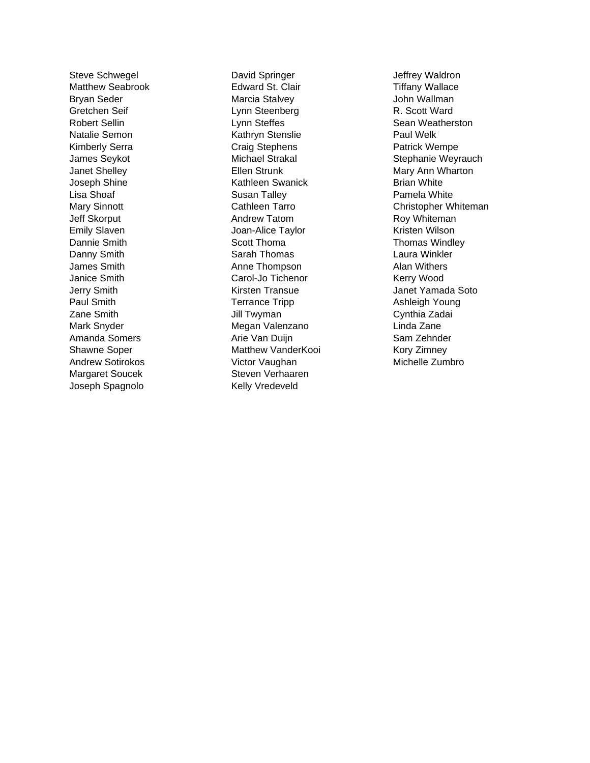Steve Schwegel
Matthew Seabrook
Bryan Seder
Gretchen Seif
Robert Sellin
Natalie Semon
Kimberly Serra
James Seykot
Janet Shelley
Joseph Shine
Lisa Shoaf
Mary Sinnott
Jeff Skorput
Emily Slaven
Dannie Smith
Danny Smith
James Smith
Janice Smith
Jerry Smith
Paul Smith
Zane Smith
Mark Snyder
Amanda Somers
Shawne Soper
Andrew Sotirokos
Margaret Soucek
Joseph Spagnolo

David Springer
Edward St. Clair
Marcia Stalvey
Lynn Steenberg
Lynn Steffes
Kathryn Stenslie
Craig Stephens
Michael Strakal
Ellen Strunk
Kathleen Swanick
Susan Talley
Cathleen Tarro
Andrew Tatom
Joan-Alice Taylor
Scott Thoma
Sarah Thomas
Anne Thompson
Carol-Jo Tichenor
Kirsten Transue
Terrance Tripp
Jill Twyman
Megan Valenzano
Arie Van Duijn
Matthew VanderKooi
Victor Vaughan
Steven Verhaaren
Kelly Vredeveld

Jeffrey Waldron
Tiffany Wallace
John Wallman
R. Scott Ward
Sean Weatherston
Paul Welk
Patrick Wempe
Stephanie Weyrauch
Mary Ann Wharton
Brian White
Pamela White
Christopher Whiteman
Roy Whiteman
Kristen Wilson
Thomas Windley
Laura Winkler
Alan Withers
Kerry Wood
Janet Yamada Soto
Ashleigh Young
Cynthia Zadai
Linda Zane
Sam Zehnder
Kory Zimney
Michelle Zumbro